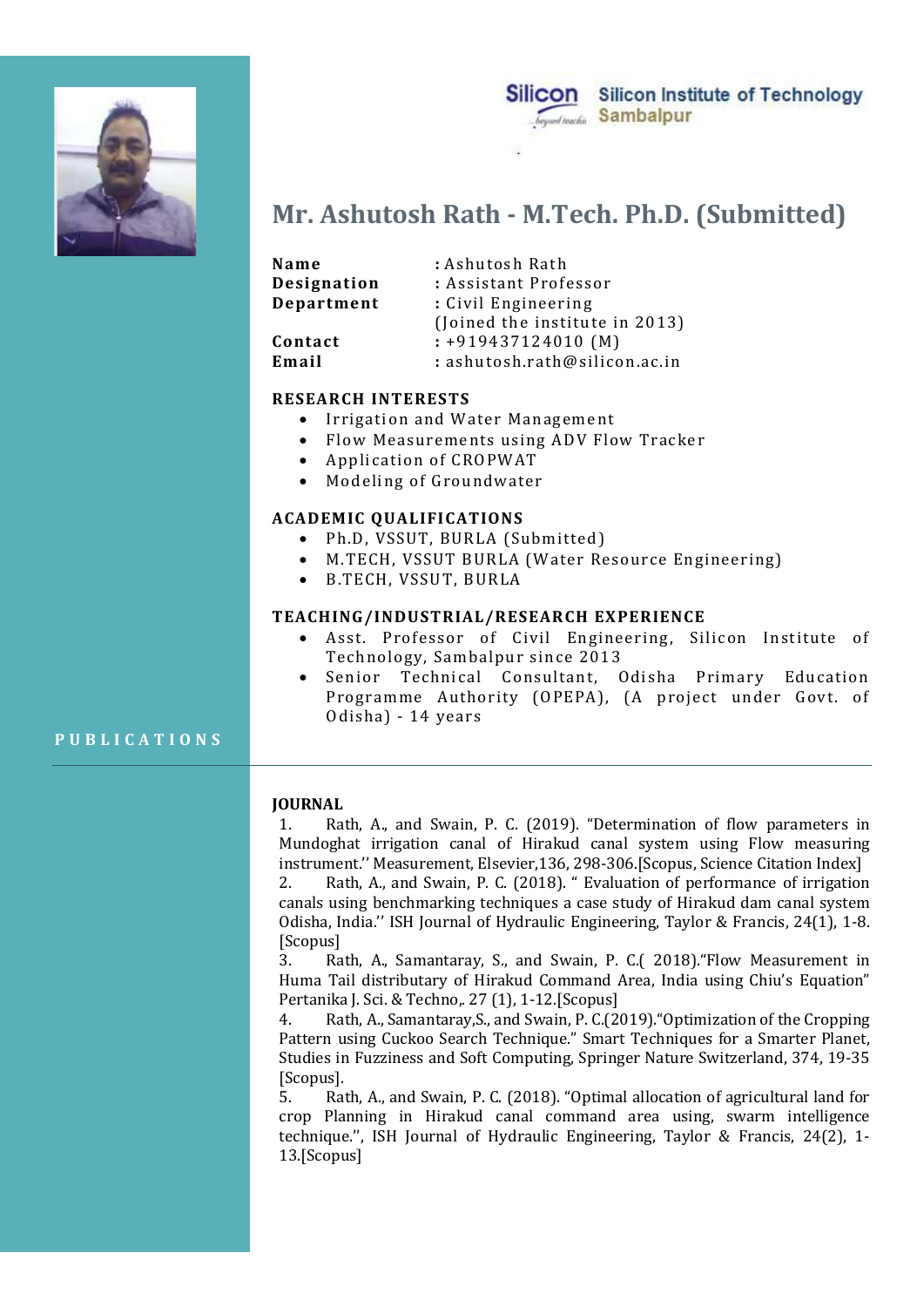Silicon Institute of Technology
Sambalpur

# Mr. Ashutosh Rath - M.Tech. Ph.D. (Submitted)

| | |
|---|---|
| **Name** | : Ashutosh Rath |
| **Designation** | : Assistant Professor |
| **Department** | : Civil Engineering (Joined the institute in 2013) |
| **Contact** | : +919437124010 (M) |
| **Email** | : ashutosh.rath@silicon.ac.in |

## RESEARCH INTERESTS

- Irrigation and Water Management
- Flow Measurements using ADV Flow Tracker
- Application of CROPWAT
- Modeling of Groundwater

## ACADEMIC QUALIFICATIONS

- Ph.D, VSSUT, BURLA (Submitted)
- M.TECH, VSSUT BURLA (Water Resource Engineering)
- B.TECH, VSSUT, BURLA

## TEACHING/INDUSTRIAL/RESEARCH EXPERIENCE

- Asst. Professor of Civil Engineering, Silicon Institute of Technology, Sambalpur since 2013
- Senior Technical Consultant, Odisha Primary Education Programme Authority (OPEPA), (A project under Govt. of Odisha) - 14 years

## PUBLICATIONS

### JOURNAL

1. Rath, A., and Swain, P. C. (2019). "Determination of flow parameters in Mundoghat irrigation canal of Hirakud canal system using Flow measuring instrument.'' Measurement, Elsevier,136, 298-306.[Scopus, Science Citation Index]
2. Rath, A., and Swain, P. C. (2018). " Evaluation of performance of irrigation canals using benchmarking techniques a case study of Hirakud dam canal system Odisha, India.'' ISH Journal of Hydraulic Engineering, Taylor & Francis, 24(1), 1-8.[Scopus]
3. Rath, A., Samantaray, S., and Swain, P. C.( 2018)."Flow Measurement in Huma Tail distributary of Hirakud Command Area, India using Chiu's Equation" Pertanika J. Sci. & Techno,. 27 (1), 1-12.[Scopus]
4. Rath, A., Samantaray,S., and Swain, P. C.(2019)."Optimization of the Cropping Pattern using Cuckoo Search Technique." Smart Techniques for a Smarter Planet, Studies in Fuzziness and Soft Computing, Springer Nature Switzerland, 374, 19-35 [Scopus].
5. Rath, A., and Swain, P. C. (2018). "Optimal allocation of agricultural land for crop Planning in Hirakud canal command area using, swarm intelligence technique.'', ISH Journal of Hydraulic Engineering, Taylor & Francis, 24(2), 1-13.[Scopus]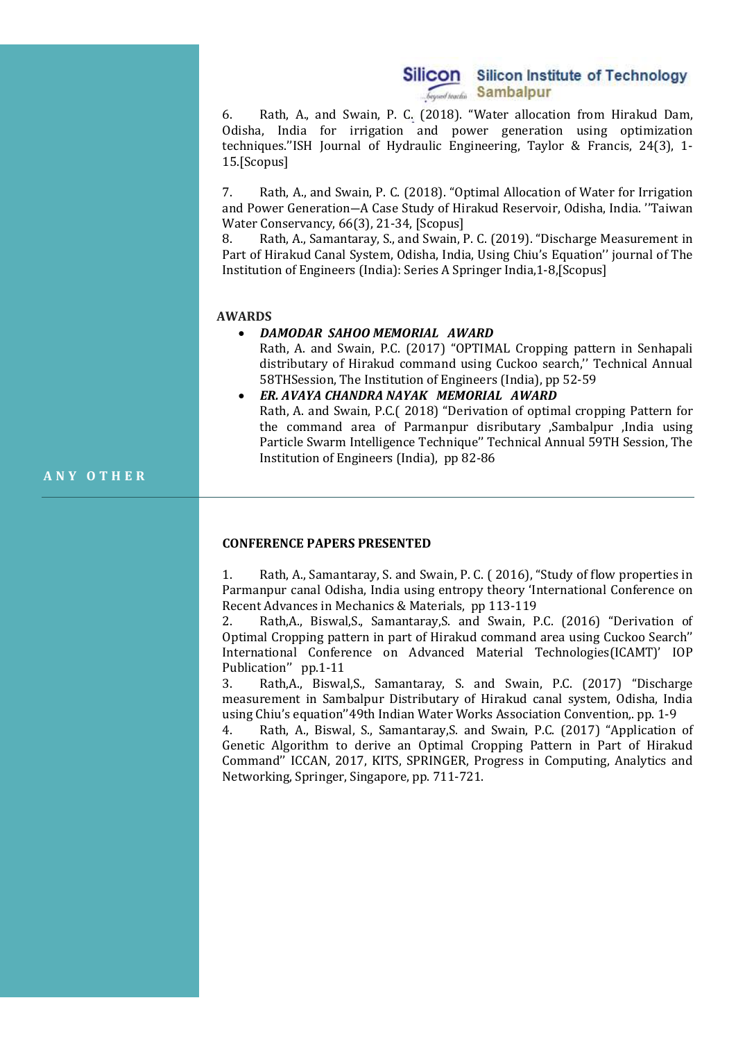6. Rath, A., and Swain, P. C. (2018). "Water allocation from Hirakud Dam, Odisha, India for irrigation and power generation using optimization techniques.''ISH Journal of Hydraulic Engineering, Taylor & Francis, 24(3), 1-15.[Scopus]

7. Rath, A., and Swain, P. C. (2018). "Optimal Allocation of Water for Irrigation and Power Generation—A Case Study of Hirakud Reservoir, Odisha, India. ''Taiwan Water Conservancy, 66(3), 21-34, [Scopus]

8. Rath, A., Samantaray, S., and Swain, P. C. (2019). "Discharge Measurement in Part of Hirakud Canal System, Odisha, India, Using Chiu's Equation'' journal of The Institution of Engineers (India): Series A Springer India,1-8,[Scopus]

**AWARDS**

- ***DAMODAR SAHOO MEMORIAL AWARD***
  Rath, A. and Swain, P.C. (2017) "OPTIMAL Cropping pattern in Senhapali distributary of Hirakud command using Cuckoo search,'' Technical Annual 58THSession, The Institution of Engineers (India), pp 52-59
- ***ER. AVAYA CHANDRA NAYAK MEMORIAL AWARD***
  Rath, A. and Swain, P.C.( 2018) "Derivation of optimal cropping Pattern for the command area of Parmanpur disributary ,Sambalpur ,India using Particle Swarm Intelligence Technique'' Technical Annual 59TH Session, The Institution of Engineers (India), pp 82-86

## ANY OTHER

**CONFERENCE PAPERS PRESENTED**

1. Rath, A., Samantaray, S. and Swain, P. C. ( 2016), "Study of flow properties in Parmanpur canal Odisha, India using entropy theory 'International Conference on Recent Advances in Mechanics & Materials, pp 113-119
2. Rath,A., Biswal,S., Samantaray,S. and Swain, P.C. (2016) "Derivation of Optimal Cropping pattern in part of Hirakud command area using Cuckoo Search'' International Conference on Advanced Material Technologies(ICAMT)' IOP Publication'' pp.1-11
3. Rath,A., Biswal,S., Samantaray, S. and Swain, P.C. (2017) "Discharge measurement in Sambalpur Distributary of Hirakud canal system, Odisha, India using Chiu's equation''49th Indian Water Works Association Convention,. pp. 1-9
4. Rath, A., Biswal, S., Samantaray,S. and Swain, P.C. (2017) "Application of Genetic Algorithm to derive an Optimal Cropping Pattern in Part of Hirakud Command'' ICCAN, 2017, KITS, SPRINGER, Progress in Computing, Analytics and Networking, Springer, Singapore, pp. 711-721.